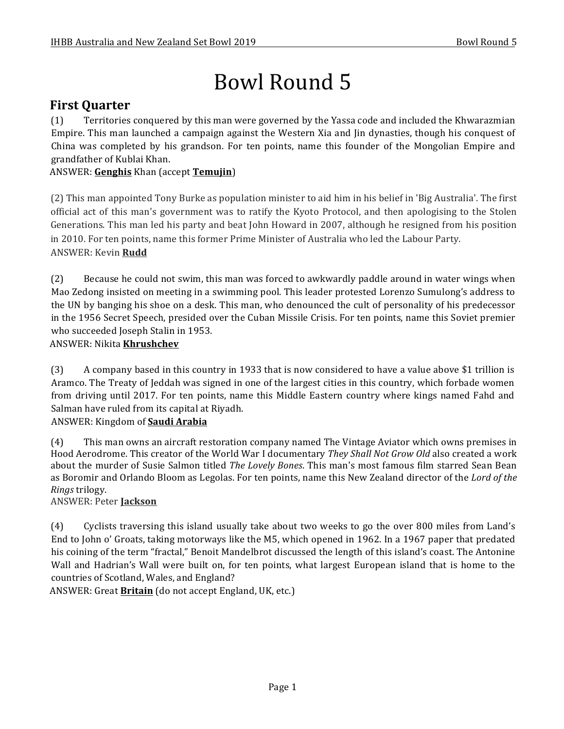# Bowl Round 5

## First Quarter

(1) Territories conquered by this man were governed by the Yassa code and included the Khwarazmian Empire. This man launched a campaign against the Western Xia and Jin dynasties, though his conquest of China was completed by his grandson. For ten points, name this founder of the Mongolian Empire and grandfather of Kublai Khan.
ANSWER: **Genghis** Khan (accept **Temujin**)

(2) This man appointed Tony Burke as population minister to aid him in his belief in 'Big Australia'. The first official act of this man's government was to ratify the Kyoto Protocol, and then apologising to the Stolen Generations. This man led his party and beat John Howard in 2007, although he resigned from his position in 2010. For ten points, name this former Prime Minister of Australia who led the Labour Party.
ANSWER: Kevin **Rudd**

(2) Because he could not swim, this man was forced to awkwardly paddle around in water wings when Mao Zedong insisted on meeting in a swimming pool. This leader protested Lorenzo Sumulong's address to the UN by banging his shoe on a desk. This man, who denounced the cult of personality of his predecessor in the 1956 Secret Speech, presided over the Cuban Missile Crisis. For ten points, name this Soviet premier who succeeded Joseph Stalin in 1953.
ANSWER: Nikita **Khrushchev**

(3) A company based in this country in 1933 that is now considered to have a value above $1 trillion is Aramco. The Treaty of Jeddah was signed in one of the largest cities in this country, which forbade women from driving until 2017. For ten points, name this Middle Eastern country where kings named Fahd and Salman have ruled from its capital at Riyadh.
ANSWER: Kingdom of **Saudi Arabia**

(4) This man owns an aircraft restoration company named The Vintage Aviator which owns premises in Hood Aerodrome. This creator of the World War I documentary *They Shall Not Grow Old* also created a work about the murder of Susie Salmon titled *The Lovely Bones*. This man's most famous film starred Sean Bean as Boromir and Orlando Bloom as Legolas. For ten points, name this New Zealand director of the *Lord of the Rings* trilogy.
ANSWER: Peter **Jackson**

(4) Cyclists traversing this island usually take about two weeks to go the over 800 miles from Land's End to John o' Groats, taking motorways like the M5, which opened in 1962. In a 1967 paper that predated his coining of the term "fractal," Benoit Mandelbrot discussed the length of this island's coast. The Antonine Wall and Hadrian's Wall were built on, for ten points, what largest European island that is home to the countries of Scotland, Wales, and England?
ANSWER: Great **Britain** (do not accept England, UK, etc.)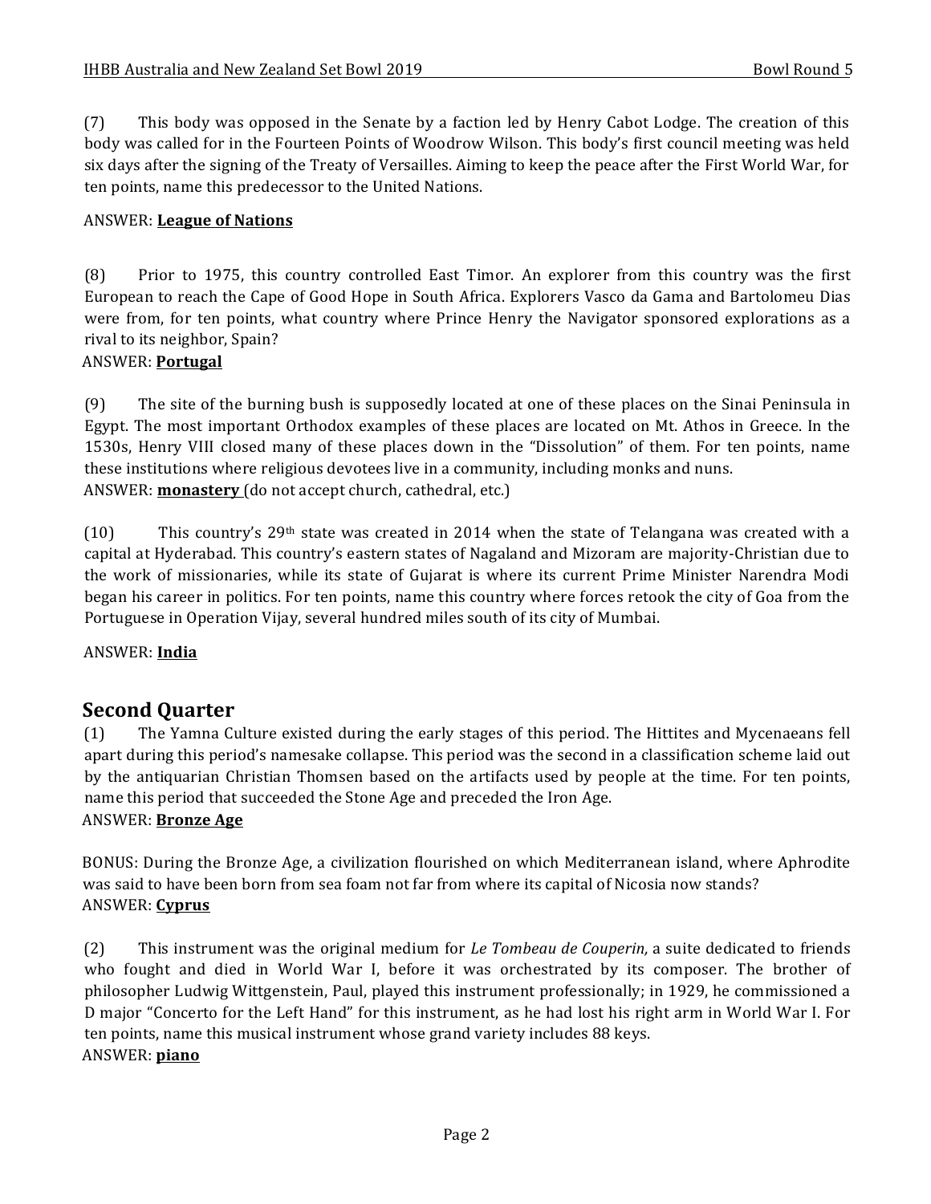(7) This body was opposed in the Senate by a faction led by Henry Cabot Lodge. The creation of this body was called for in the Fourteen Points of Woodrow Wilson. This body's first council meeting was held six days after the signing of the Treaty of Versailles. Aiming to keep the peace after the First World War, for ten points, name this predecessor to the United Nations.

ANSWER: **League of Nations**

(8) Prior to 1975, this country controlled East Timor. An explorer from this country was the first European to reach the Cape of Good Hope in South Africa. Explorers Vasco da Gama and Bartolomeu Dias were from, for ten points, what country where Prince Henry the Navigator sponsored explorations as a rival to its neighbor, Spain?

ANSWER: **Portugal**

(9) The site of the burning bush is supposedly located at one of these places on the Sinai Peninsula in Egypt. The most important Orthodox examples of these places are located on Mt. Athos in Greece. In the 1530s, Henry VIII closed many of these places down in the "Dissolution" of them. For ten points, name these institutions where religious devotees live in a community, including monks and nuns.

ANSWER: **monastery** (do not accept church, cathedral, etc.)

(10) This country's 29th state was created in 2014 when the state of Telangana was created with a capital at Hyderabad. This country's eastern states of Nagaland and Mizoram are majority-Christian due to the work of missionaries, while its state of Gujarat is where its current Prime Minister Narendra Modi began his career in politics. For ten points, name this country where forces retook the city of Goa from the Portuguese in Operation Vijay, several hundred miles south of its city of Mumbai.

ANSWER: **India**

## Second Quarter

(1) The Yamna Culture existed during the early stages of this period. The Hittites and Mycenaeans fell apart during this period's namesake collapse. This period was the second in a classification scheme laid out by the antiquarian Christian Thomsen based on the artifacts used by people at the time. For ten points, name this period that succeeded the Stone Age and preceded the Iron Age.

ANSWER: **Bronze Age**

BONUS: During the Bronze Age, a civilization flourished on which Mediterranean island, where Aphrodite was said to have been born from sea foam not far from where its capital of Nicosia now stands?

ANSWER: **Cyprus**

(2) This instrument was the original medium for *Le Tombeau de Couperin,* a suite dedicated to friends who fought and died in World War I, before it was orchestrated by its composer. The brother of philosopher Ludwig Wittgenstein, Paul, played this instrument professionally; in 1929, he commissioned a D major "Concerto for the Left Hand" for this instrument, as he had lost his right arm in World War I. For ten points, name this musical instrument whose grand variety includes 88 keys.

ANSWER: **piano**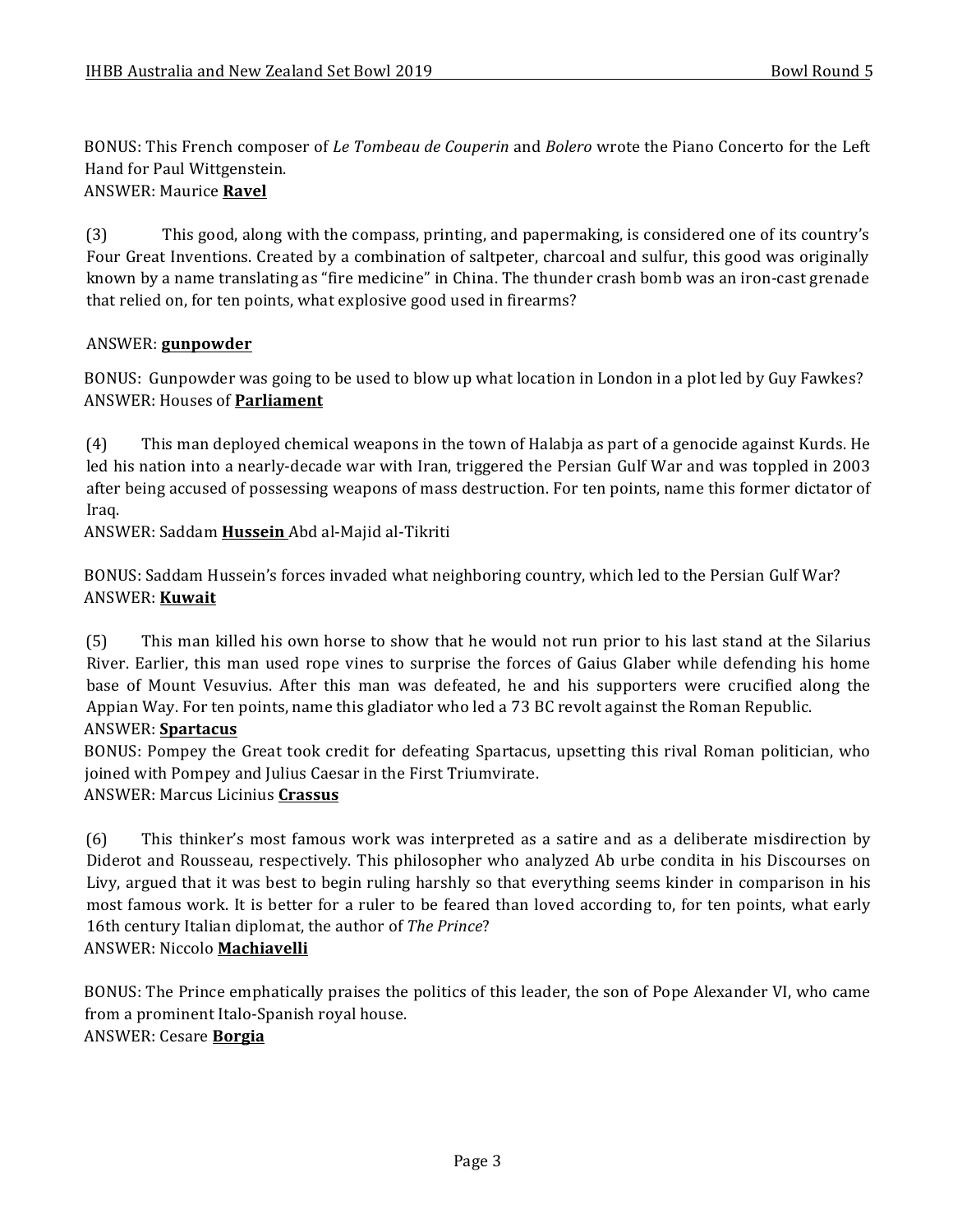BONUS: This French composer of *Le Tombeau de Couperin* and *Bolero* wrote the Piano Concerto for the Left Hand for Paul Wittgenstein.
ANSWER: Maurice **Ravel**

(3) This good, along with the compass, printing, and papermaking, is considered one of its country's Four Great Inventions. Created by a combination of saltpeter, charcoal and sulfur, this good was originally known by a name translating as "fire medicine" in China. The thunder crash bomb was an iron-cast grenade that relied on, for ten points, what explosive good used in firearms?

ANSWER: **gunpowder**

BONUS: Gunpowder was going to be used to blow up what location in London in a plot led by Guy Fawkes?
ANSWER: Houses of **Parliament**

(4) This man deployed chemical weapons in the town of Halabja as part of a genocide against Kurds. He led his nation into a nearly-decade war with Iran, triggered the Persian Gulf War and was toppled in 2003 after being accused of possessing weapons of mass destruction. For ten points, name this former dictator of Iraq.
ANSWER: Saddam **Hussein** Abd al-Majid al-Tikriti

BONUS: Saddam Hussein's forces invaded what neighboring country, which led to the Persian Gulf War?
ANSWER: **Kuwait**

(5) This man killed his own horse to show that he would not run prior to his last stand at the Silarius River. Earlier, this man used rope vines to surprise the forces of Gaius Glaber while defending his home base of Mount Vesuvius. After this man was defeated, he and his supporters were crucified along the Appian Way. For ten points, name this gladiator who led a 73 BC revolt against the Roman Republic.
ANSWER: **Spartacus**
BONUS: Pompey the Great took credit for defeating Spartacus, upsetting this rival Roman politician, who joined with Pompey and Julius Caesar in the First Triumvirate.
ANSWER: Marcus Licinius **Crassus**

(6) This thinker's most famous work was interpreted as a satire and as a deliberate misdirection by Diderot and Rousseau, respectively. This philosopher who analyzed Ab urbe condita in his Discourses on Livy, argued that it was best to begin ruling harshly so that everything seems kinder in comparison in his most famous work. It is better for a ruler to be feared than loved according to, for ten points, what early 16th century Italian diplomat, the author of *The Prince*?
ANSWER: Niccolo **Machiavelli**

BONUS: The Prince emphatically praises the politics of this leader, the son of Pope Alexander VI, who came from a prominent Italo-Spanish royal house.
ANSWER: Cesare **Borgia**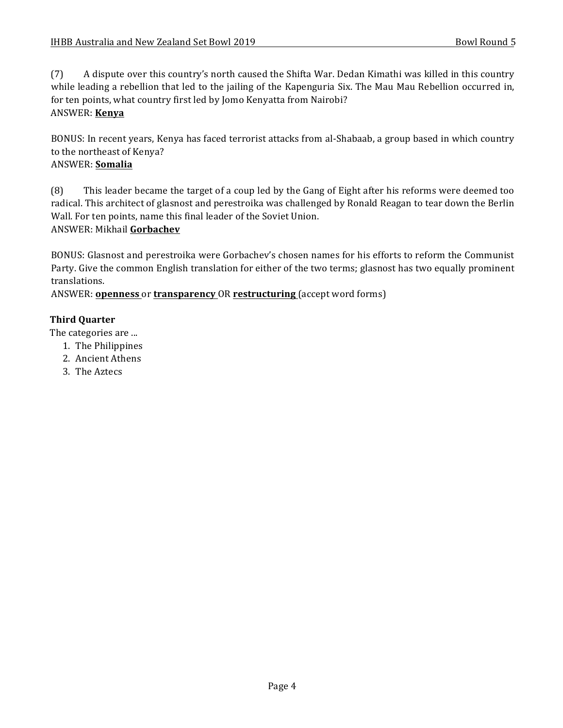(7) A dispute over this country's north caused the Shifta War. Dedan Kimathi was killed in this country while leading a rebellion that led to the jailing of the Kapenguria Six. The Mau Mau Rebellion occurred in, for ten points, what country first led by Jomo Kenyatta from Nairobi?
ANSWER: **Kenya**

BONUS: In recent years, Kenya has faced terrorist attacks from al-Shabaab, a group based in which country to the northeast of Kenya?
ANSWER: **Somalia**

(8) This leader became the target of a coup led by the Gang of Eight after his reforms were deemed too radical. This architect of glasnost and perestroika was challenged by Ronald Reagan to tear down the Berlin Wall. For ten points, name this final leader of the Soviet Union.
ANSWER: Mikhail **Gorbachev**

BONUS: Glasnost and perestroika were Gorbachev's chosen names for his efforts to reform the Communist Party. Give the common English translation for either of the two terms; glasnost has two equally prominent translations.
ANSWER: **openness** or **transparency** OR **restructuring** (accept word forms)

**Third Quarter**

The categories are ...

1. The Philippines
2. Ancient Athens
3. The Aztecs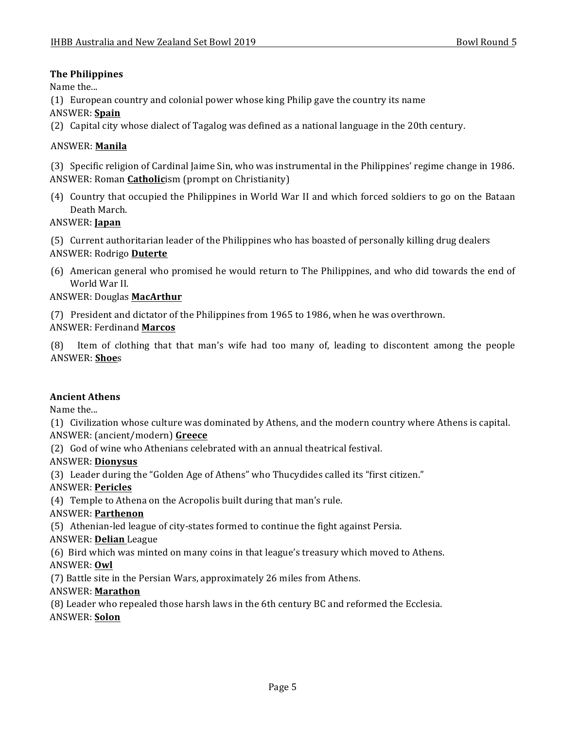**The Philippines**

Name the...

(1) European country and colonial power whose king Philip gave the country its name

ANSWER: **Spain**

(2) Capital city whose dialect of Tagalog was defined as a national language in the 20th century.

ANSWER: **Manila**

(3) Specific religion of Cardinal Jaime Sin, who was instrumental in the Philippines' regime change in 1986.

ANSWER: Roman **Catholic**ism (prompt on Christianity)

(4) Country that occupied the Philippines in World War II and which forced soldiers to go on the Bataan Death March.

ANSWER: **Japan**

(5) Current authoritarian leader of the Philippines who has boasted of personally killing drug dealers

ANSWER: Rodrigo **Duterte**

(6) American general who promised he would return to The Philippines, and who did towards the end of World War II.

ANSWER: Douglas **MacArthur**

(7) President and dictator of the Philippines from 1965 to 1986, when he was overthrown.

ANSWER: Ferdinand **Marcos**

(8) Item of clothing that that man's wife had too many of, leading to discontent among the people

ANSWER: **Shoe**s

**Ancient Athens**

Name the...

(1) Civilization whose culture was dominated by Athens, and the modern country where Athens is capital.

ANSWER: (ancient/modern) **Greece**

(2) God of wine who Athenians celebrated with an annual theatrical festival.

ANSWER: **Dionysus**

(3) Leader during the "Golden Age of Athens" who Thucydides called its "first citizen."

ANSWER: **Pericles**

(4) Temple to Athena on the Acropolis built during that man's rule.

ANSWER: **Parthenon**

(5) Athenian-led league of city-states formed to continue the fight against Persia.

ANSWER: **Delian** League

(6) Bird which was minted on many coins in that league's treasury which moved to Athens.

ANSWER: **Owl**

(7) Battle site in the Persian Wars, approximately 26 miles from Athens.

ANSWER: **Marathon**

(8) Leader who repealed those harsh laws in the 6th century BC and reformed the Ecclesia.

ANSWER: **Solon**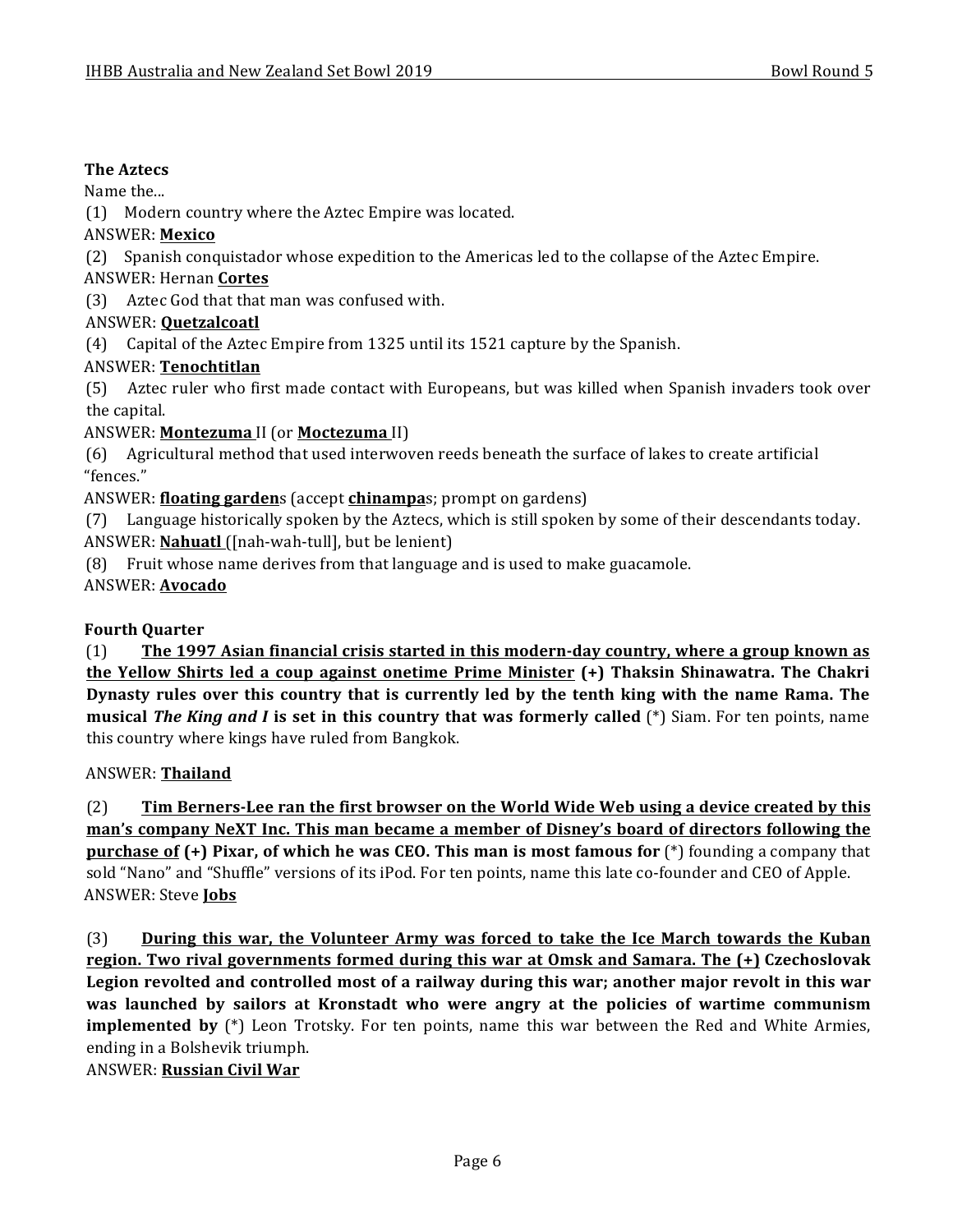**The Aztecs**

Name the...

(1) Modern country where the Aztec Empire was located.

ANSWER: **Mexico**

(2) Spanish conquistador whose expedition to the Americas led to the collapse of the Aztec Empire.

ANSWER: Hernan **Cortes**

(3) Aztec God that that man was confused with.

ANSWER: **Quetzalcoatl**

(4) Capital of the Aztec Empire from 1325 until its 1521 capture by the Spanish.

ANSWER: **Tenochtitlan**

(5) Aztec ruler who first made contact with Europeans, but was killed when Spanish invaders took over the capital.

ANSWER: **Montezuma** II (or **Moctezuma** II)

(6) Agricultural method that used interwoven reeds beneath the surface of lakes to create artificial "fences."

ANSWER: **floating garden**s (accept **chinampa**s; prompt on gardens)

(7) Language historically spoken by the Aztecs, which is still spoken by some of their descendants today.

ANSWER: **Nahuatl** ([nah-wah-tull], but be lenient)

(8) Fruit whose name derives from that language and is used to make guacamole.

ANSWER: **Avocado**

**Fourth Quarter**

(1) **The 1997 Asian financial crisis started in this modern-day country, where a group known as the Yellow Shirts led a coup against onetime Prime Minister (+) Thaksin Shinawatra. The Chakri Dynasty rules over this country that is currently led by the tenth king with the name Rama. The musical *The King and I* is set in this country that was formerly called** (*) Siam. For ten points, name this country where kings have ruled from Bangkok.

ANSWER: **Thailand**

(2) **Tim Berners-Lee ran the first browser on the World Wide Web using a device created by this man's company NeXT Inc. This man became a member of Disney's board of directors following the purchase of (+) Pixar, of which he was CEO. This man is most famous for** (*) founding a company that sold "Nano" and "Shuffle" versions of its iPod. For ten points, name this late co-founder and CEO of Apple.

ANSWER: Steve **Jobs**

(3) **During this war, the Volunteer Army was forced to take the Ice March towards the Kuban region. Two rival governments formed during this war at Omsk and Samara. The (+) Czechoslovak Legion revolted and controlled most of a railway during this war; another major revolt in this war was launched by sailors at Kronstadt who were angry at the policies of wartime communism implemented by** (*) Leon Trotsky. For ten points, name this war between the Red and White Armies, ending in a Bolshevik triumph.

ANSWER: **Russian Civil War**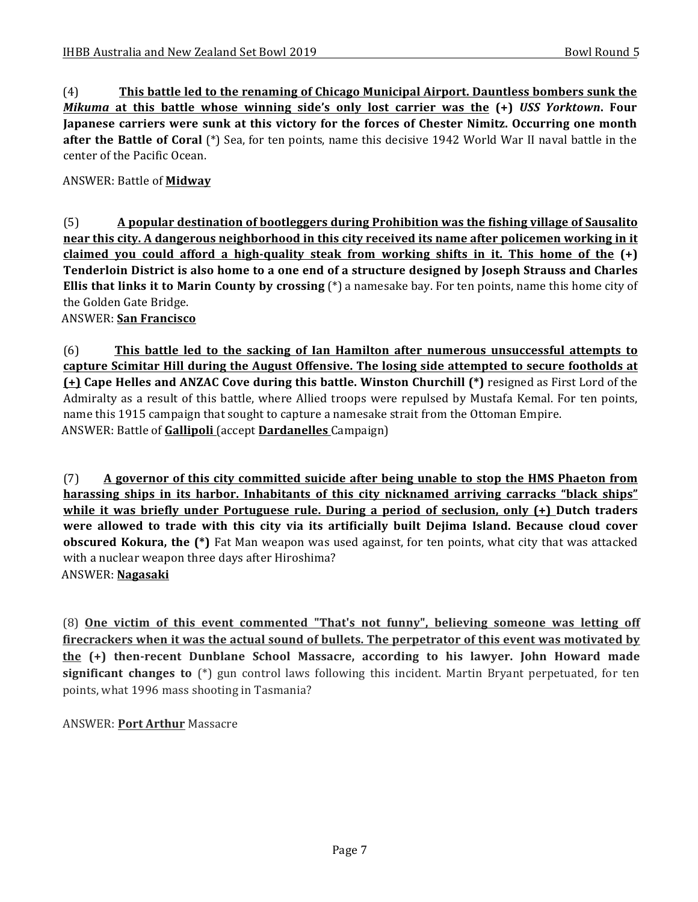(4) **<u>This battle led to the renaming of Chicago Municipal Airport. Dauntless bombers sunk the *Mikuma* at this battle whose winning side's only lost carrier was the</u> (+) *USS Yorktown*. Four Japanese carriers were sunk at this victory for the forces of Chester Nimitz. Occurring one month after the Battle of Coral** (*) Sea, for ten points, name this decisive 1942 World War II naval battle in the center of the Pacific Ocean.

ANSWER: Battle of **<u>Midway</u>**

(5) **<u>A popular destination of bootleggers during Prohibition was the fishing village of Sausalito near this city. A dangerous neighborhood in this city received its name after policemen working in it claimed you could afford a high-quality steak from working shifts in it. This home of the</u> (+) Tenderloin District is also home to a one end of a structure designed by Joseph Strauss and Charles Ellis that links it to Marin County by crossing** (*) a namesake bay. For ten points, name this home city of the Golden Gate Bridge.

ANSWER: **<u>San Francisco</u>**

(6) **<u>This battle led to the sacking of Ian Hamilton after numerous unsuccessful attempts to capture Scimitar Hill during the August Offensive. The losing side attempted to secure footholds at (+)</u> Cape Helles and ANZAC Cove during this battle. Winston Churchill (*)** resigned as First Lord of the Admiralty as a result of this battle, where Allied troops were repulsed by Mustafa Kemal. For ten points, name this 1915 campaign that sought to capture a namesake strait from the Ottoman Empire.

ANSWER: Battle of **<u>Gallipoli</u>** (accept **<u>Dardanelles</u>** Campaign)

(7) **<u>A governor of this city committed suicide after being unable to stop the HMS Phaeton from harassing ships in its harbor. Inhabitants of this city nicknamed arriving carracks "black ships" while it was briefly under Portuguese rule. During a period of seclusion, only (+)</u> Dutch traders were allowed to trade with this city via its artificially built Dejima Island. Because cloud cover obscured Kokura, the (*)** Fat Man weapon was used against, for ten points, what city that was attacked with a nuclear weapon three days after Hiroshima?

ANSWER: **<u>Nagasaki</u>**

(8) **<u>One victim of this event commented "That's not funny", believing someone was letting off firecrackers when it was the actual sound of bullets. The perpetrator of this event was motivated by the</u> (+) then-recent Dunblane School Massacre, according to his lawyer. John Howard made significant changes to** (*) gun control laws following this incident. Martin Bryant perpetuated, for ten points, what 1996 mass shooting in Tasmania?

ANSWER: **<u>Port Arthur</u>** Massacre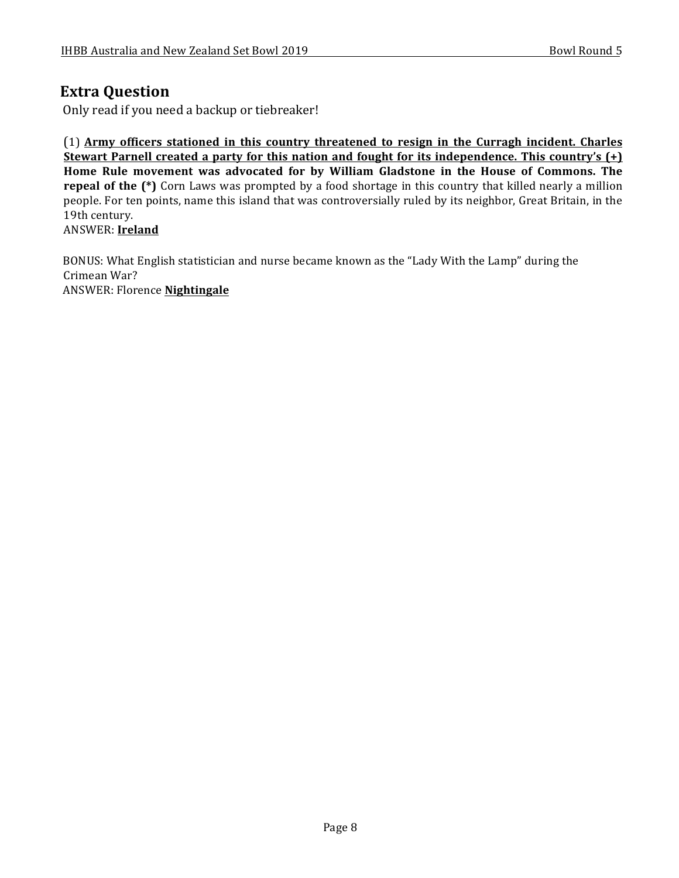## Extra Question

Only read if you need a backup or tiebreaker!

(1) **Army officers stationed in this country threatened to resign in the Curragh incident. Charles Stewart Parnell created a party for this nation and fought for its independence. This country's (+) Home Rule movement was advocated for by William Gladstone in the House of Commons. The repeal of the (*)** Corn Laws was prompted by a food shortage in this country that killed nearly a million people. For ten points, name this island that was controversially ruled by its neighbor, Great Britain, in the 19th century.
ANSWER: **Ireland**

BONUS: What English statistician and nurse became known as the "Lady With the Lamp" during the Crimean War?
ANSWER: Florence **Nightingale**